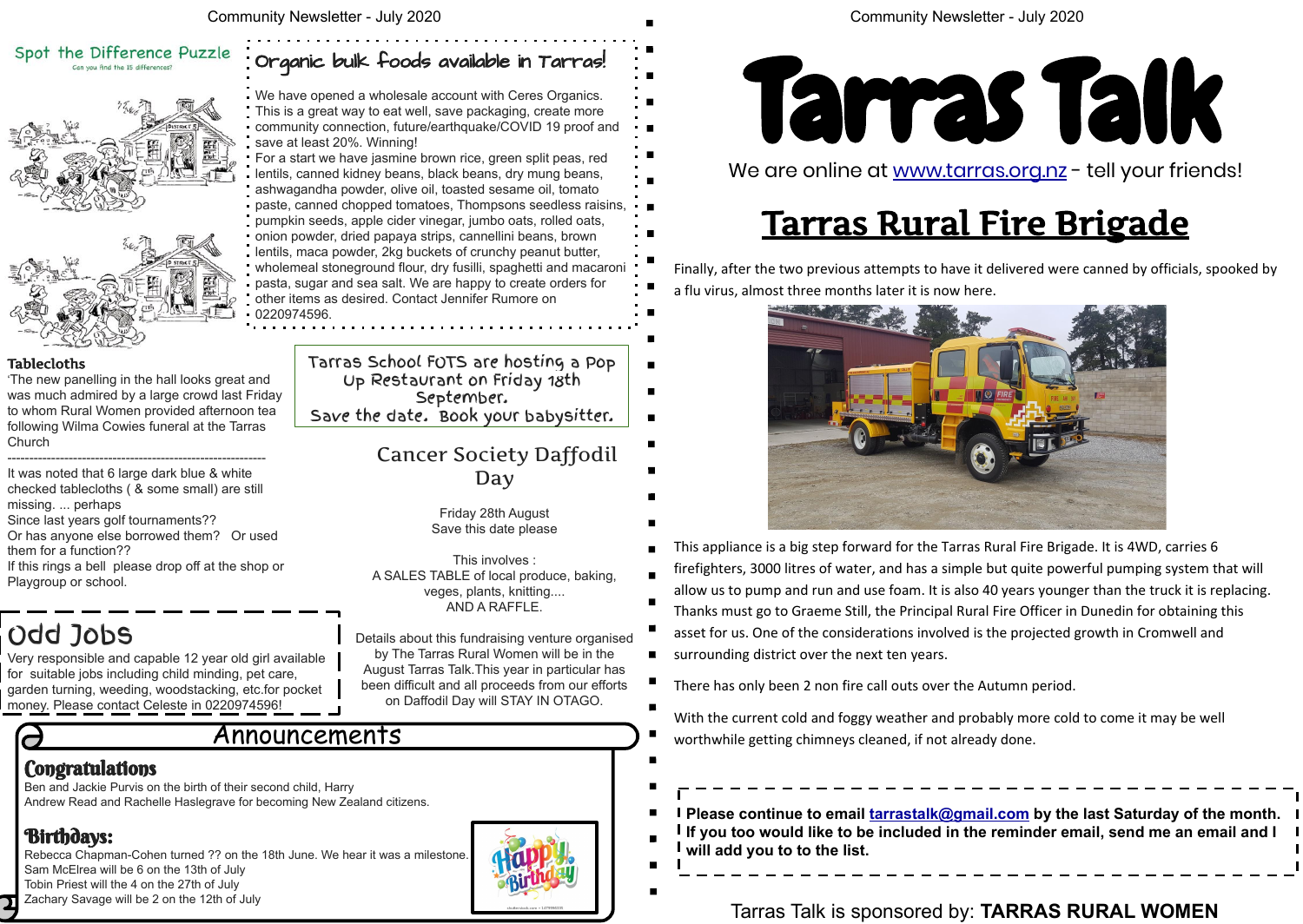## Spot the Difference Puzzle

Can you find the 15 differences?

## Organic bulk foods available in Tarras!

We have opened a wholesale account with Ceres Organics. This is a great way to eat well, save packaging, create more community connection, future/earthquake/COVID 19 proof and save at least 20%. Winning!
For a start we have jasmine brown rice, green split peas, red lentils, canned kidney beans, black beans, dry mung beans, ashwagandha powder, olive oil, toasted sesame oil, tomato paste, canned chopped tomatoes, Thompsons seedless raisins, pumpkin seeds, apple cider vinegar, jumbo oats, rolled oats, onion powder, dried papaya strips, cannellini beans, brown lentils, maca powder, 2kg buckets of crunchy peanut butter, wholemeal stoneground flour, dry fusilli, spaghetti and macaroni pasta, sugar and sea salt. We are happy to create orders for other items as desired. Contact Jennifer Rumore on 0220974596.

### Tablecloths

'The new panelling in the hall looks great and was much admired by a large crowd last Friday to whom Rural Women provided afternoon tea following Wilma Cowies funeral at the Tarras Church

------------------------------------------------------------

It was noted that 6 large dark blue & white checked tablecloths ( & some small) are still missing. ... perhaps
Since last years golf tournaments??
Or has anyone else borrowed them? Or used them for a function??
If this rings a bell please drop off at the shop or Playgroup or school.

Tarras School FOTS are hosting a Pop Up Restaurant on Friday 18th September.
Save the date. Book your babysitter.

## Cancer Society Daffodil Day

Friday 28th August
Save this date please

This involves :
A SALES TABLE of local produce, baking, veges, plants, knitting....
AND A RAFFLE.

Details about this fundraising venture organised by The Tarras Rural Women will be in the August Tarras Talk.This year in particular has been difficult and all proceeds from our efforts on Daffodil Day will STAY IN OTAGO.

## Odd Jobs

Very responsible and capable 12 year old girl available for suitable jobs including child minding, pet care, garden turning, weeding, woodstacking, etc.for pocket money. Please contact Celeste in 0220974596!

## Announcements

### Congratulations

Ben and Jackie Purvis on the birth of their second child, Harry
Andrew Read and Rachelle Haslegrave for becoming New Zealand citizens.

### Birthdays:

Rebecca Chapman-Cohen turned ?? on the 18th June. We hear it was a milestone.
Sam McElrea will be 6 on the 13th of July
Tobin Priest will the 4 on the 27th of July
Zachary Savage will be 2 on the 12th of July

# Tarras Talk

We are online at www.tarras.org.nz - tell your friends!

## Tarras Rural Fire Brigade

Finally, after the two previous attempts to have it delivered were canned by officials, spooked by a flu virus, almost three months later it is now here.

This appliance is a big step forward for the Tarras Rural Fire Brigade. It is 4WD, carries 6 firefighters, 3000 litres of water, and has a simple but quite powerful pumping system that will allow us to pump and run and use foam. It is also 40 years younger than the truck it is replacing. Thanks must go to Graeme Still, the Principal Rural Fire Officer in Dunedin for obtaining this asset for us. One of the considerations involved is the projected growth in Cromwell and surrounding district over the next ten years.

There has only been 2 non fire call outs over the Autumn period.

With the current cold and foggy weather and probably more cold to come it may be well worthwhile getting chimneys cleaned, if not already done.

**Please continue to email tarrastalk@gmail.com by the last Saturday of the month. If you too would like to be included in the reminder email, send me an email and I will add you to to the list.**

Tarras Talk is sponsored by: **TARRAS RURAL WOMEN**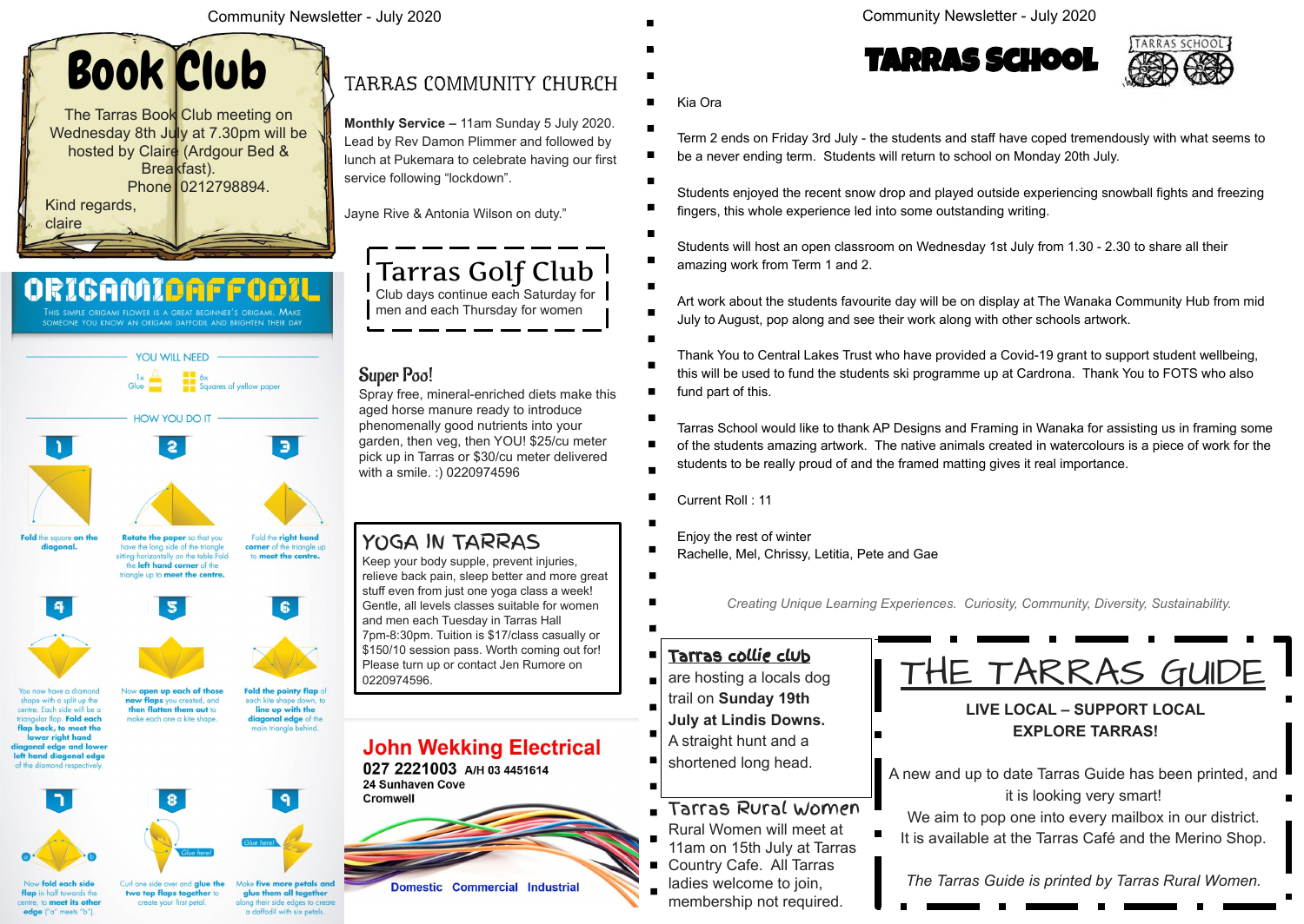# Book Club

The Tarras Book Club meeting on Wednesday 8th July at 7.30pm will be hosted by Claire (Ardgour Bed & Breakfast).
Phone 0212798894.
Kind regards,
claire

# ORIGAMI DAFFODIL

This simple origami flower is a great beginner's origami. Make someone you know an origami daffodil and brighten their day

YOU WILL NEED

1x Glue

6x Squares of yellow paper

HOW YOU DO IT

1. **Fold** the square **on the diagonal.**
2. **Rotate the paper** so that you have the long side of the triangle sitting horizontally on the table. Fold the **left hand corner** of the triangle up to **meet the centre.**
3. Fold the **right hand corner** of the triangle up to **meet the centre.**
4. You now have a diamond shape with a split up the centre. Each side will be a triangular flap. **Fold each flap back, to meet the lower right hand diagonal edge and lower left hand diagonal edge** of the diamond respectively.
5. Now **open up each of those new flaps** you created, and **then flatten them out** to make each one a kite shape.
6. **Fold the pointy flap** of each kite shape down, to **line up with the diagonal edge** of the main triangle behind.
7. Now **fold each side flap** in half towards the centre, to **meet its other edge** ("a" meets "b").
8. Curl one side over and **glue the two top flaps together** to create your first petal.
9. Make **five more petals and glue them all together** along their side edges to create a daffodil with six petals.

# TARRAS COMMUNITY CHURCH

**Monthly Service –** 11am Sunday 5 July 2020. Lead by Rev Damon Plimmer and followed by lunch at Pukemara to celebrate having our first service following "lockdown".

Jayne Rive & Antonia Wilson on duty."

## Tarras Golf Club

Club days continue each Saturday for men and each Thursday for women

## Super Poo!

Spray free, mineral-enriched diets make this aged horse manure ready to introduce phenomenally good nutrients into your garden, then veg, then YOU! $25/cu meter pick up in Tarras or $30/cu meter delivered with a smile. :) 0220974596

## YOGA IN TARRAS

Keep your body supple, prevent injuries, relieve back pain, sleep better and more great stuff even from just one yoga class a week! Gentle, all levels classes suitable for women and men each Tuesday in Tarras Hall 7pm-8:30pm. Tuition is $17/class casually or $150/10 session pass. Worth coming out for! Please turn up or contact Jen Rumore on 0220974596.

## John Wekking Electrical

**027 2221003** **A/H 03 4451614**
**24 Sunhaven Cove**
**Cromwell**

Domestic Commercial Industrial

# TARRAS SCHOOL

Kia Ora

Term 2 ends on Friday 3rd July - the students and staff have coped tremendously with what seems to be a never ending term. Students will return to school on Monday 20th July.

Students enjoyed the recent snow drop and played outside experiencing snowball fights and freezing fingers, this whole experience led into some outstanding writing.

Students will host an open classroom on Wednesday 1st July from 1.30 - 2.30 to share all their amazing work from Term 1 and 2.

Art work about the students favourite day will be on display at The Wanaka Community Hub from mid July to August, pop along and see their work along with other schools artwork.

Thank You to Central Lakes Trust who have provided a Covid-19 grant to support student wellbeing, this will be used to fund the students ski programme up at Cardrona. Thank You to FOTS who also fund part of this.

Tarras School would like to thank AP Designs and Framing in Wanaka for assisting us in framing some of the students amazing artwork. The native animals created in watercolours is a piece of work for the students to be really proud of and the framed matting gives it real importance.

Current Roll : 11

Enjoy the rest of winter
Rachelle, Mel, Chrissy, Letitia, Pete and Gae

*Creating Unique Learning Experiences. Curiosity, Community, Diversity, Sustainability.*

## Tarras collie club

are hosting a locals dog trail on **Sunday 19th July at Lindis Downs.** A straight hunt and a shortened long head.

## Tarras Rural Women

Rural Women will meet at 11am on 15th July at Tarras Country Cafe. All Tarras ladies welcome to join, membership not required.

# THE TARRAS GUIDE

**LIVE LOCAL – SUPPORT LOCAL**
**EXPLORE TARRAS!**

A new and up to date Tarras Guide has been printed, and it is looking very smart!
We aim to pop one into every mailbox in our district.
It is available at the Tarras Café and the Merino Shop.

*The Tarras Guide is printed by Tarras Rural Women.*